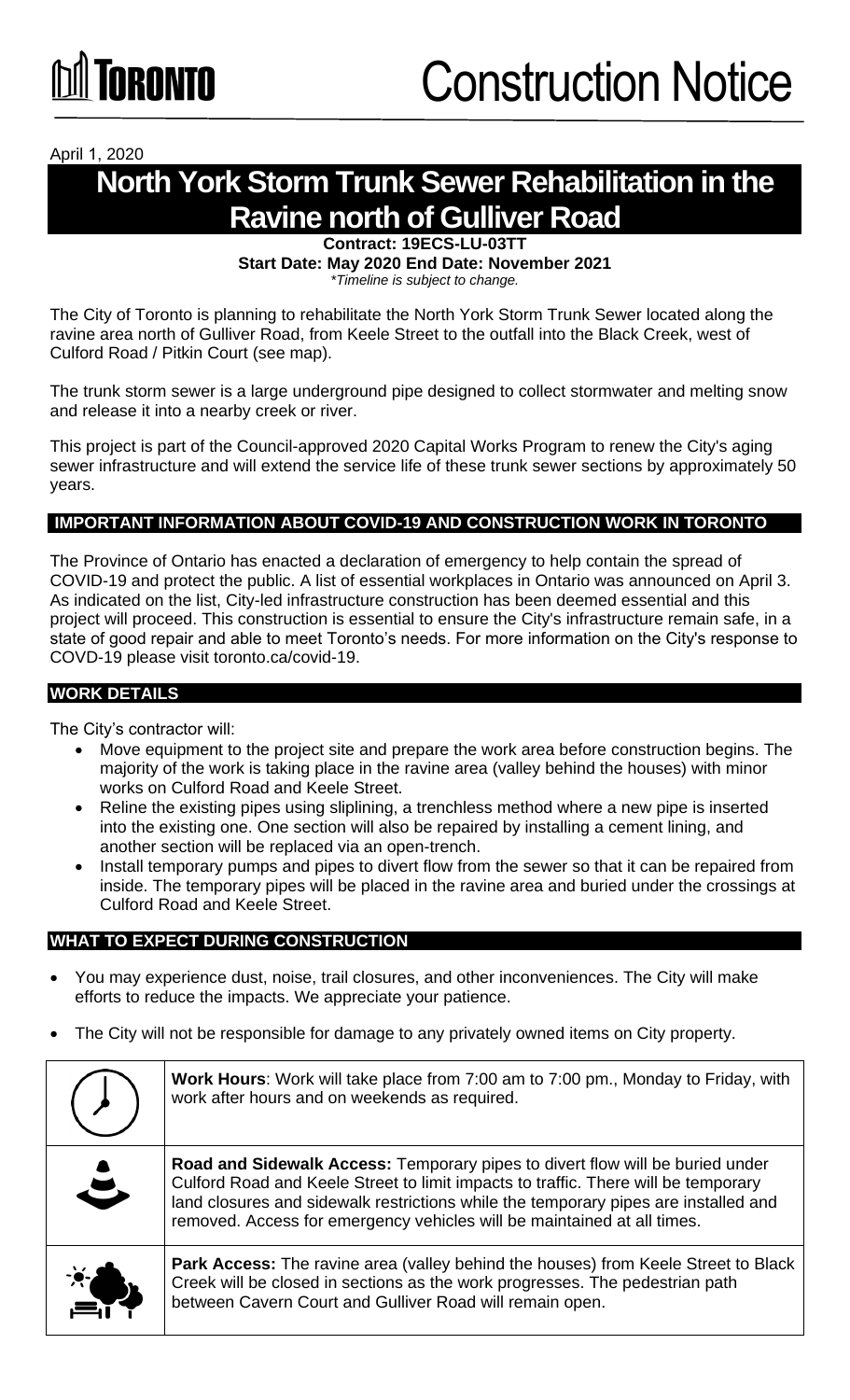# TORONTO Construction Notice

April 1, 2020

# North York Storm Trunk Sewer Rehabilitation in the Ravine north of Gulliver Road

**Contract: 19ECS-LU-03TT**

**Start Date: May 2020 End Date: November 2021**

*\*Timeline is subject to change.*

The City of Toronto is planning to rehabilitate the North York Storm Trunk Sewer located along the ravine area north of Gulliver Road, from Keele Street to the outfall into the Black Creek, west of Culford Road / Pitkin Court (see map).

The trunk storm sewer is a large underground pipe designed to collect stormwater and melting snow and release it into a nearby creek or river.

This project is part of the Council-approved 2020 Capital Works Program to renew the City's aging sewer infrastructure and will extend the service life of these trunk sewer sections by approximately 50 years.

## IMPORTANT INFORMATION ABOUT COVID-19 AND CONSTRUCTION WORK IN TORONTO

The Province of Ontario has enacted a declaration of emergency to help contain the spread of COVID-19 and protect the public. A list of essential workplaces in Ontario was announced on April 3. As indicated on the list, City-led infrastructure construction has been deemed essential and this project will proceed. This construction is essential to ensure the City's infrastructure remain safe, in a state of good repair and able to meet Toronto's needs. For more information on the City's response to COVD-19 please visit toronto.ca/covid-19.

## WORK DETAILS

The City's contractor will:

- Move equipment to the project site and prepare the work area before construction begins. The majority of the work is taking place in the ravine area (valley behind the houses) with minor works on Culford Road and Keele Street.
- Reline the existing pipes using sliplining, a trenchless method where a new pipe is inserted into the existing one. One section will also be repaired by installing a cement lining, and another section will be replaced via an open-trench.
- Install temporary pumps and pipes to divert flow from the sewer so that it can be repaired from inside. The temporary pipes will be placed in the ravine area and buried under the crossings at Culford Road and Keele Street.

## WHAT TO EXPECT DURING CONSTRUCTION

- You may experience dust, noise, trail closures, and other inconveniences. The City will make efforts to reduce the impacts. We appreciate your patience.
- The City will not be responsible for damage to any privately owned items on City property.

**Work Hours**: Work will take place from 7:00 am to 7:00 pm., Monday to Friday, with work after hours and on weekends as required.

**Road and Sidewalk Access:** Temporary pipes to divert flow will be buried under Culford Road and Keele Street to limit impacts to traffic. There will be temporary land closures and sidewalk restrictions while the temporary pipes are installed and removed. Access for emergency vehicles will be maintained at all times.

**Park Access:** The ravine area (valley behind the houses) from Keele Street to Black Creek will be closed in sections as the work progresses. The pedestrian path between Cavern Court and Gulliver Road will remain open.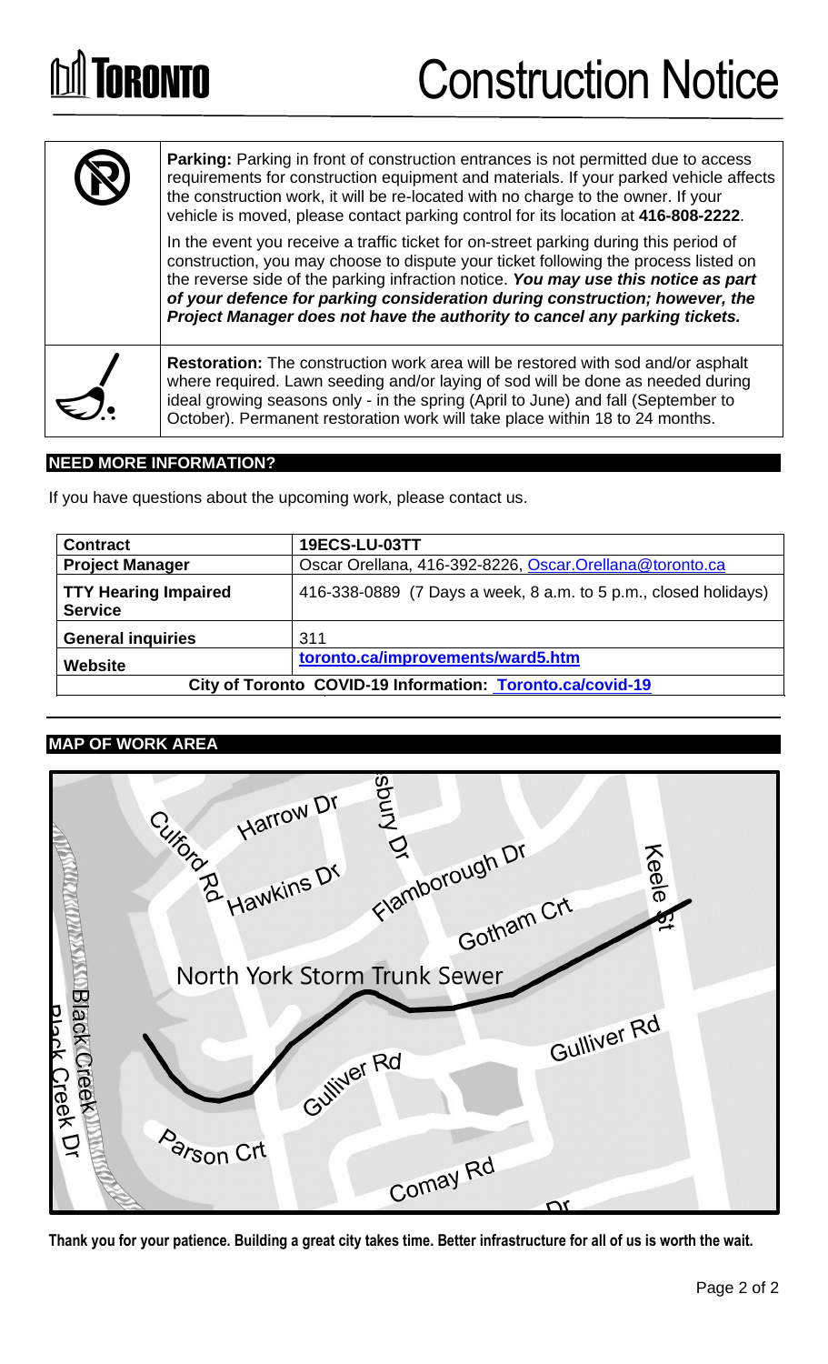# Construction Notice

**Parking:** Parking in front of construction entrances is not permitted due to access requirements for construction equipment and materials. If your parked vehicle affects the construction work, it will be re-located with no charge to the owner. If your vehicle is moved, please contact parking control for its location at **416-808-2222**.

In the event you receive a traffic ticket for on-street parking during this period of construction, you may choose to dispute your ticket following the process listed on the reverse side of the parking infraction notice. ***You may use this notice as part of your defence for parking consideration during construction; however, the Project Manager does not have the authority to cancel any parking tickets.***

**Restoration:** The construction work area will be restored with sod and/or asphalt where required. Lawn seeding and/or laying of sod will be done as needed during ideal growing seasons only - in the spring (April to June) and fall (September to October). Permanent restoration work will take place within 18 to 24 months.

## NEED MORE INFORMATION?

If you have questions about the upcoming work, please contact us.

| | |
|---|---|
| **Contract** | **19ECS-LU-03TT** |
| **Project Manager** | Oscar Orellana, 416-392-8226, Oscar.Orellana@toronto.ca |
| **TTY Hearing Impaired Service** | 416-338-0889 (7 Days a week, 8 a.m. to 5 p.m., closed holidays) |
| **General inquiries** | 311 |
| **Website** | **toronto.ca/improvements/ward5.htm** |

**City of Toronto COVID-19 Information: Toronto.ca/covid-19**

## MAP OF WORK AREA

Harrow Dr
Culford Rd
Hawkins Dr
sbury Dr
Flamborough Dr
Keele St
Gotham Crt
North York Storm Trunk Sewer
Gulliver Rd
Gulliver Rd
Black Creek
Black Creek Dr
Parson Crt
Comay Rd
Dr

**Thank you for your patience. Building a great city takes time. Better infrastructure for all of us is worth the wait.**